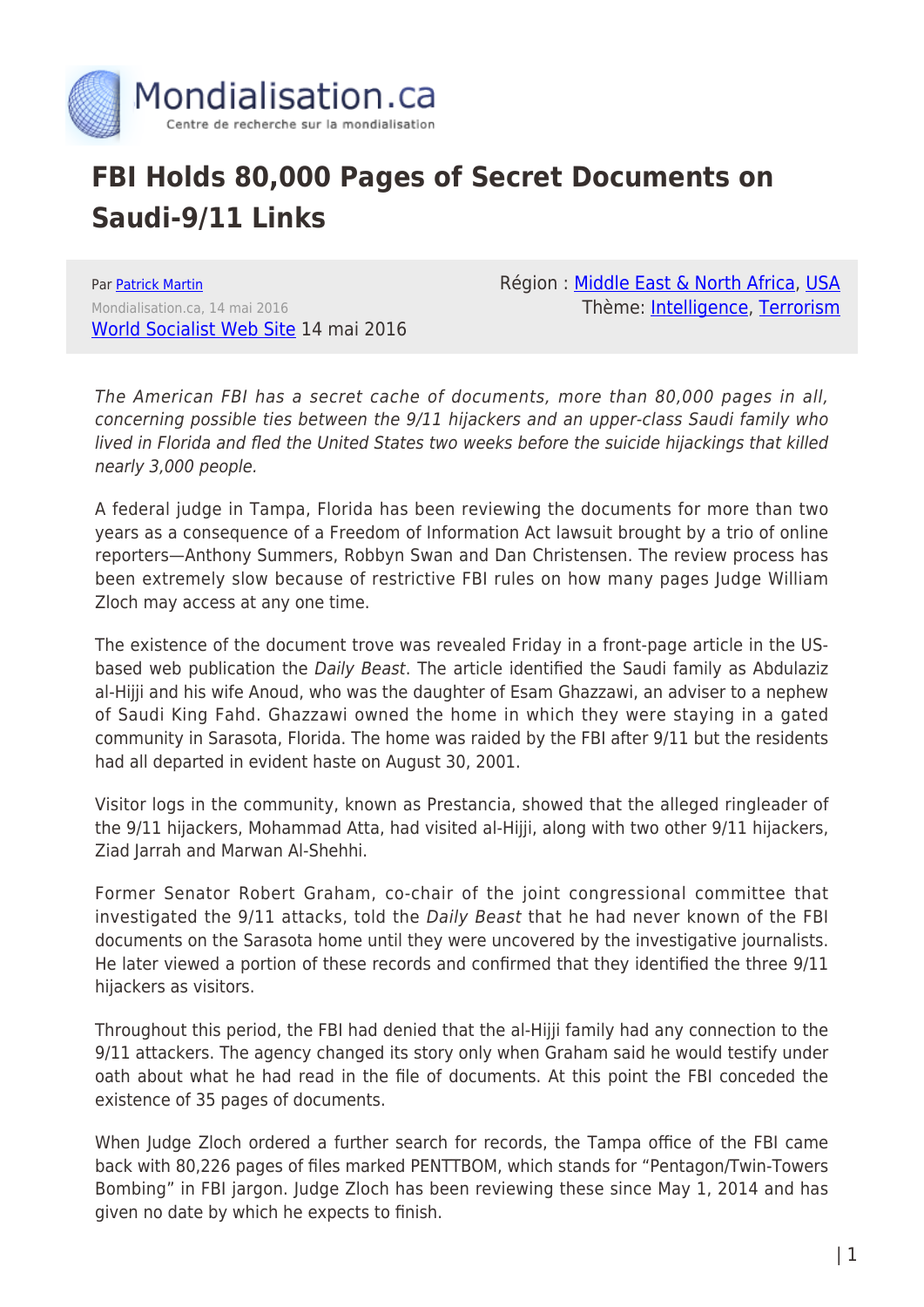Mondialisation.ca

Centre de recherche sur la mondialisation

# FBI Holds 80,000 Pages of Secret Documents on Saudi-9/11 Links

Par [Patrick Martin](#)

Mondialisation.ca, 14 mai 2016

[World Socialist Web Site](#) 14 mai 2016

Région : [Middle East & North Africa](#), [USA](#)

Thème: [Intelligence](#), [Terrorism](#)

*The American FBI has a secret cache of documents, more than 80,000 pages in all, concerning possible ties between the 9/11 hijackers and an upper-class Saudi family who lived in Florida and fled the United States two weeks before the suicide hijackings that killed nearly 3,000 people.*

A federal judge in Tampa, Florida has been reviewing the documents for more than two years as a consequence of a Freedom of Information Act lawsuit brought by a trio of online reporters—Anthony Summers, Robbyn Swan and Dan Christensen. The review process has been extremely slow because of restrictive FBI rules on how many pages Judge William Zloch may access at any one time.

The existence of the document trove was revealed Friday in a front-page article in the US-based web publication the *Daily Beast*. The article identified the Saudi family as Abdulaziz al-Hijji and his wife Anoud, who was the daughter of Esam Ghazzawi, an adviser to a nephew of Saudi King Fahd. Ghazzawi owned the home in which they were staying in a gated community in Sarasota, Florida. The home was raided by the FBI after 9/11 but the residents had all departed in evident haste on August 30, 2001.

Visitor logs in the community, known as Prestancia, showed that the alleged ringleader of the 9/11 hijackers, Mohammad Atta, had visited al-Hijji, along with two other 9/11 hijackers, Ziad Jarrah and Marwan Al-Shehhi.

Former Senator Robert Graham, co-chair of the joint congressional committee that investigated the 9/11 attacks, told the *Daily Beast* that he had never known of the FBI documents on the Sarasota home until they were uncovered by the investigative journalists. He later viewed a portion of these records and confirmed that they identified the three 9/11 hijackers as visitors.

Throughout this period, the FBI had denied that the al-Hijji family had any connection to the 9/11 attackers. The agency changed its story only when Graham said he would testify under oath about what he had read in the file of documents. At this point the FBI conceded the existence of 35 pages of documents.

When Judge Zloch ordered a further search for records, the Tampa office of the FBI came back with 80,226 pages of files marked PENTTBOM, which stands for "Pentagon/Twin-Towers Bombing" in FBI jargon. Judge Zloch has been reviewing these since May 1, 2014 and has given no date by which he expects to finish.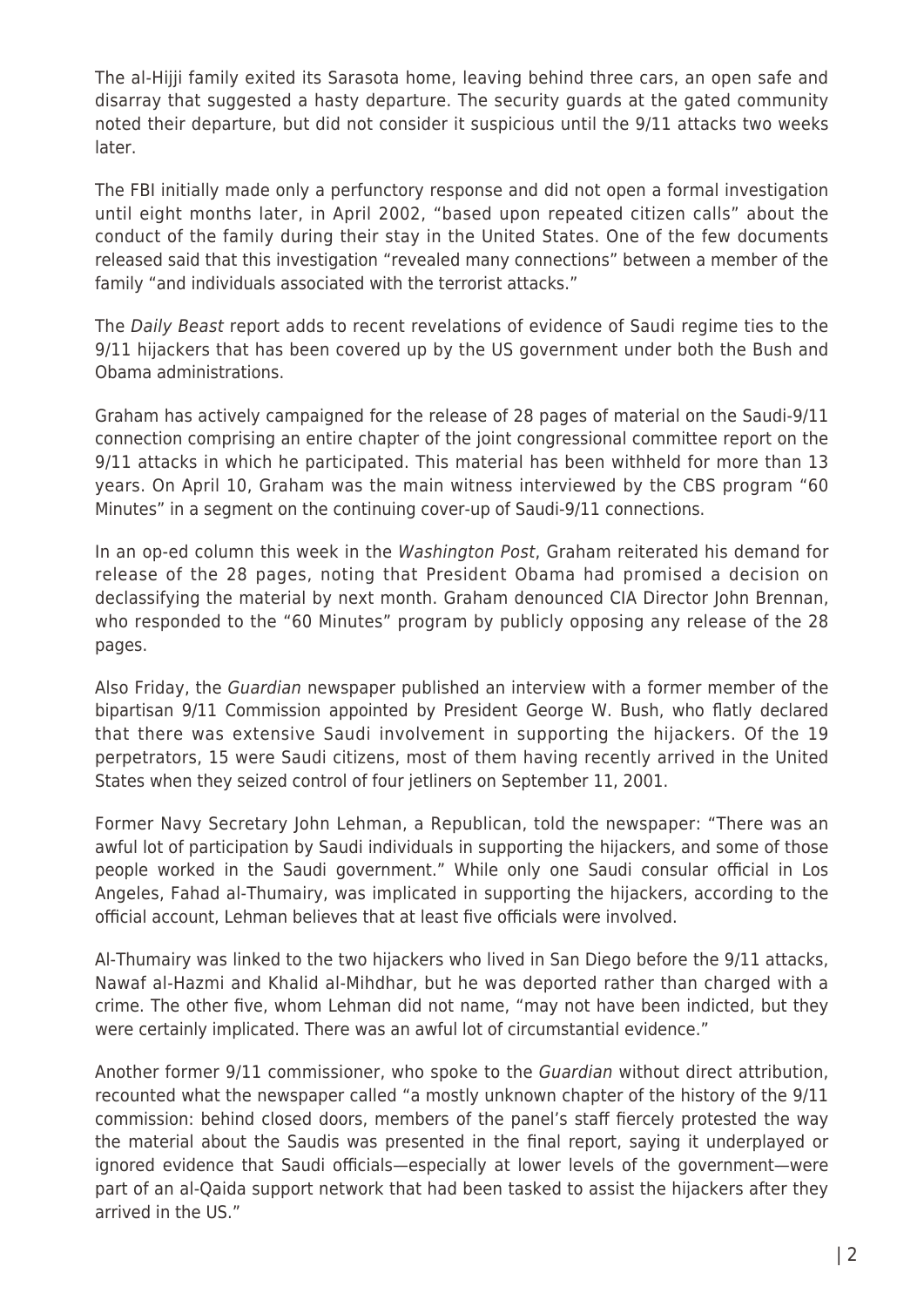The al-Hijji family exited its Sarasota home, leaving behind three cars, an open safe and disarray that suggested a hasty departure. The security guards at the gated community noted their departure, but did not consider it suspicious until the 9/11 attacks two weeks later.

The FBI initially made only a perfunctory response and did not open a formal investigation until eight months later, in April 2002, "based upon repeated citizen calls" about the conduct of the family during their stay in the United States. One of the few documents released said that this investigation "revealed many connections" between a member of the family "and individuals associated with the terrorist attacks."

The *Daily Beast* report adds to recent revelations of evidence of Saudi regime ties to the 9/11 hijackers that has been covered up by the US government under both the Bush and Obama administrations.

Graham has actively campaigned for the release of 28 pages of material on the Saudi-9/11 connection comprising an entire chapter of the joint congressional committee report on the 9/11 attacks in which he participated. This material has been withheld for more than 13 years. On April 10, Graham was the main witness interviewed by the CBS program "60 Minutes" in a segment on the continuing cover-up of Saudi-9/11 connections.

In an op-ed column this week in the *Washington Post*, Graham reiterated his demand for release of the 28 pages, noting that President Obama had promised a decision on declassifying the material by next month. Graham denounced CIA Director John Brennan, who responded to the "60 Minutes" program by publicly opposing any release of the 28 pages.

Also Friday, the *Guardian* newspaper published an interview with a former member of the bipartisan 9/11 Commission appointed by President George W. Bush, who flatly declared that there was extensive Saudi involvement in supporting the hijackers. Of the 19 perpetrators, 15 were Saudi citizens, most of them having recently arrived in the United States when they seized control of four jetliners on September 11, 2001.

Former Navy Secretary John Lehman, a Republican, told the newspaper: "There was an awful lot of participation by Saudi individuals in supporting the hijackers, and some of those people worked in the Saudi government." While only one Saudi consular official in Los Angeles, Fahad al-Thumairy, was implicated in supporting the hijackers, according to the official account, Lehman believes that at least five officials were involved.

Al-Thumairy was linked to the two hijackers who lived in San Diego before the 9/11 attacks, Nawaf al-Hazmi and Khalid al-Mihdhar, but he was deported rather than charged with a crime. The other five, whom Lehman did not name, "may not have been indicted, but they were certainly implicated. There was an awful lot of circumstantial evidence."

Another former 9/11 commissioner, who spoke to the *Guardian* without direct attribution, recounted what the newspaper called "a mostly unknown chapter of the history of the 9/11 commission: behind closed doors, members of the panel's staff fiercely protested the way the material about the Saudis was presented in the final report, saying it underplayed or ignored evidence that Saudi officials—especially at lower levels of the government—were part of an al-Qaida support network that had been tasked to assist the hijackers after they arrived in the US."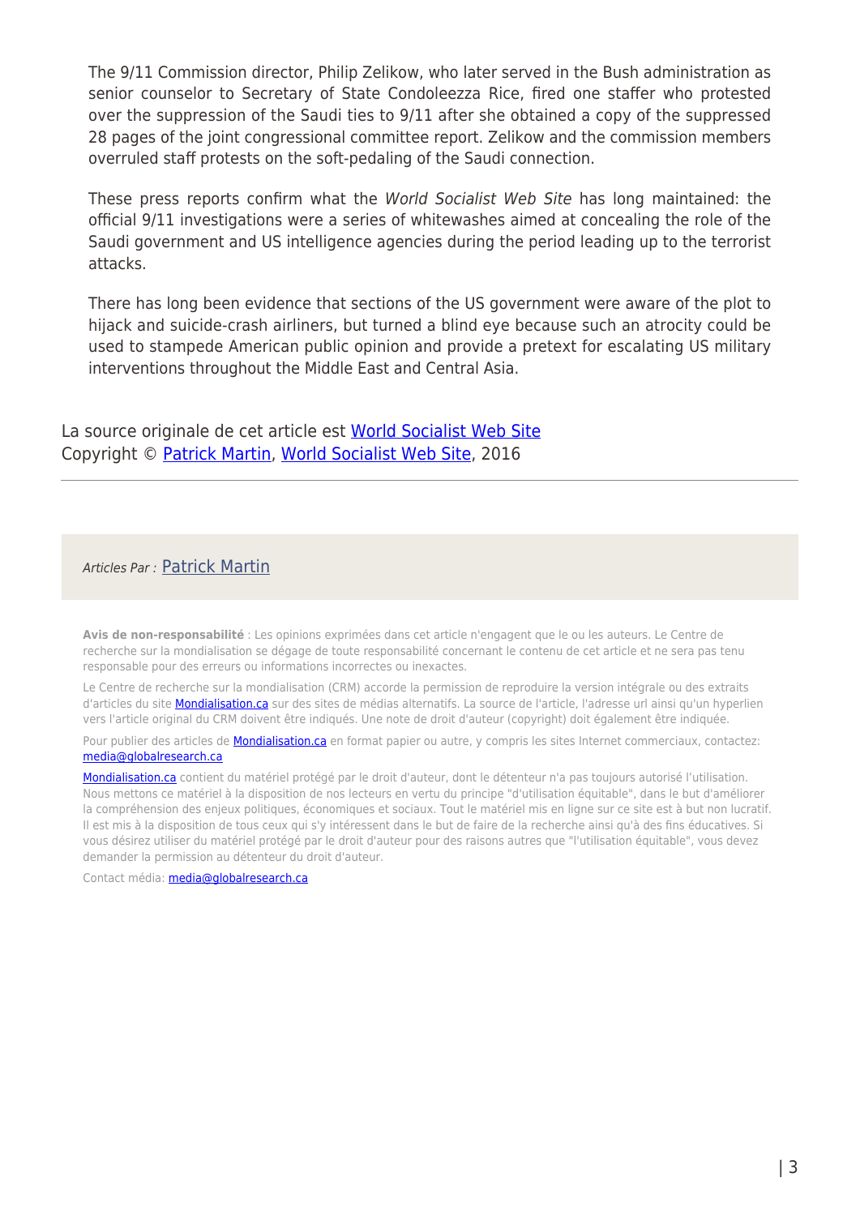The 9/11 Commission director, Philip Zelikow, who later served in the Bush administration as senior counselor to Secretary of State Condoleezza Rice, fired one staffer who protested over the suppression of the Saudi ties to 9/11 after she obtained a copy of the suppressed 28 pages of the joint congressional committee report. Zelikow and the commission members overruled staff protests on the soft-pedaling of the Saudi connection.

These press reports confirm what the *World Socialist Web Site* has long maintained: the official 9/11 investigations were a series of whitewashes aimed at concealing the role of the Saudi government and US intelligence agencies during the period leading up to the terrorist attacks.

There has long been evidence that sections of the US government were aware of the plot to hijack and suicide-crash airliners, but turned a blind eye because such an atrocity could be used to stampede American public opinion and provide a pretext for escalating US military interventions throughout the Middle East and Central Asia.

La source originale de cet article est World Socialist Web Site
Copyright © Patrick Martin, World Socialist Web Site, 2016

---

*Articles Par :* Patrick Martin

**Avis de non-responsabilité** : Les opinions exprimées dans cet article n'engagent que le ou les auteurs. Le Centre de recherche sur la mondialisation se dégage de toute responsabilité concernant le contenu de cet article et ne sera pas tenu responsable pour des erreurs ou informations incorrectes ou inexactes.

Le Centre de recherche sur la mondialisation (CRM) accorde la permission de reproduire la version intégrale ou des extraits d'articles du site Mondialisation.ca sur des sites de médias alternatifs. La source de l'article, l'adresse url ainsi qu'un hyperlien vers l'article original du CRM doivent être indiqués. Une note de droit d'auteur (copyright) doit également être indiquée.

Pour publier des articles de Mondialisation.ca en format papier ou autre, y compris les sites Internet commerciaux, contactez: media@globalresearch.ca

Mondialisation.ca contient du matériel protégé par le droit d'auteur, dont le détenteur n'a pas toujours autorisé l'utilisation. Nous mettons ce matériel à la disposition de nos lecteurs en vertu du principe "d'utilisation équitable", dans le but d'améliorer la compréhension des enjeux politiques, économiques et sociaux. Tout le matériel mis en ligne sur ce site est à but non lucratif. Il est mis à la disposition de tous ceux qui s'y intéressent dans le but de faire de la recherche ainsi qu'à des fins éducatives. Si vous désirez utiliser du matériel protégé par le droit d'auteur pour des raisons autres que "l'utilisation équitable", vous devez demander la permission au détenteur du droit d'auteur.

Contact média: media@globalresearch.ca